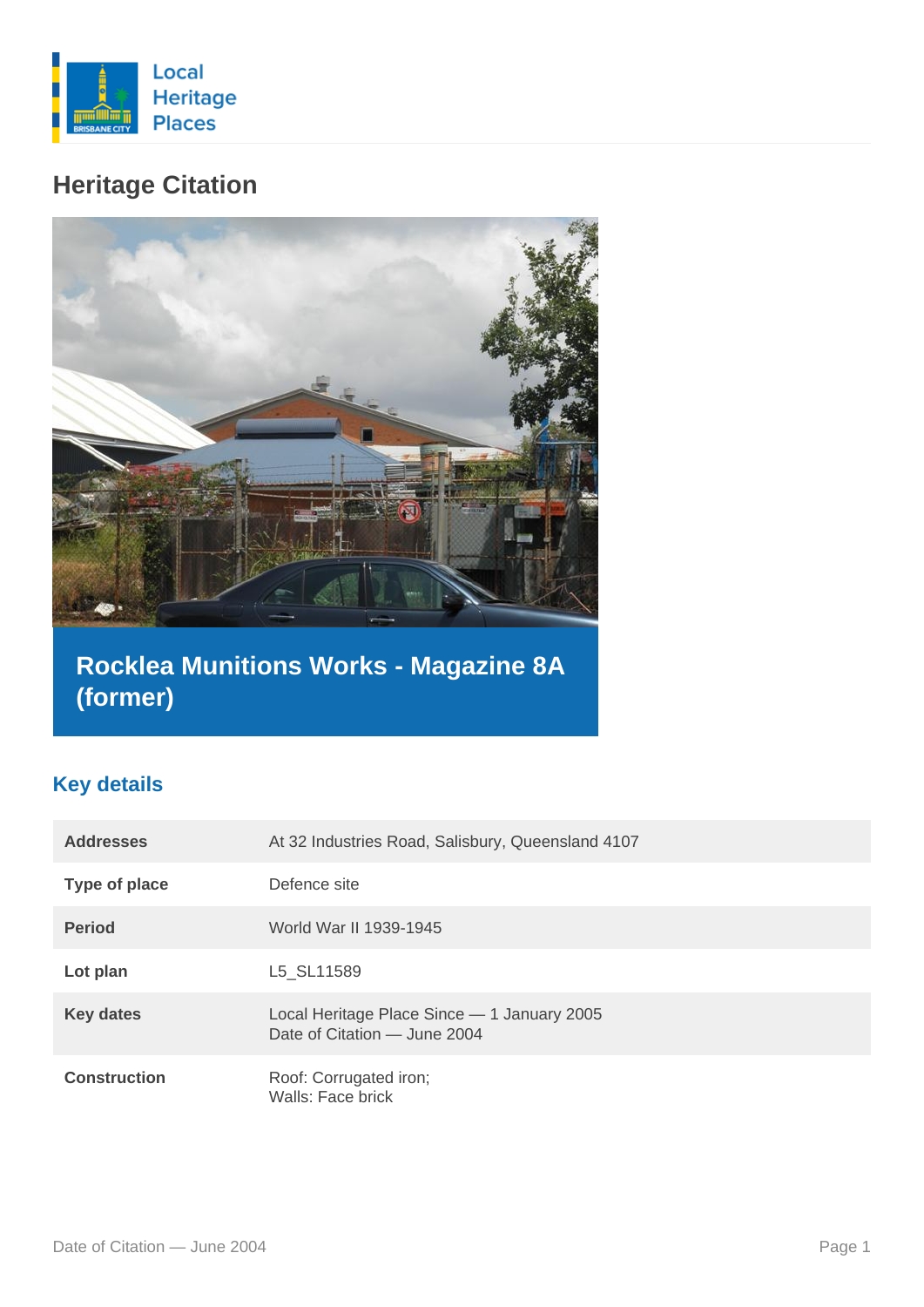Local Heritage Places

# Heritage Citation

## Rocklea Munitions Works - Magazine 8A (former)

### Key details

| | |
|---|---|
| **Addresses** | At 32 Industries Road, Salisbury, Queensland 4107 |
| **Type of place** | Defence site |
| **Period** | World War II 1939-1945 |
| **Lot plan** | L5_SL11589 |
| **Key dates** | Local Heritage Place Since — 1 January 2005<br>Date of Citation — June 2004 |
| **Construction** | Roof: Corrugated iron;<br>Walls: Face brick |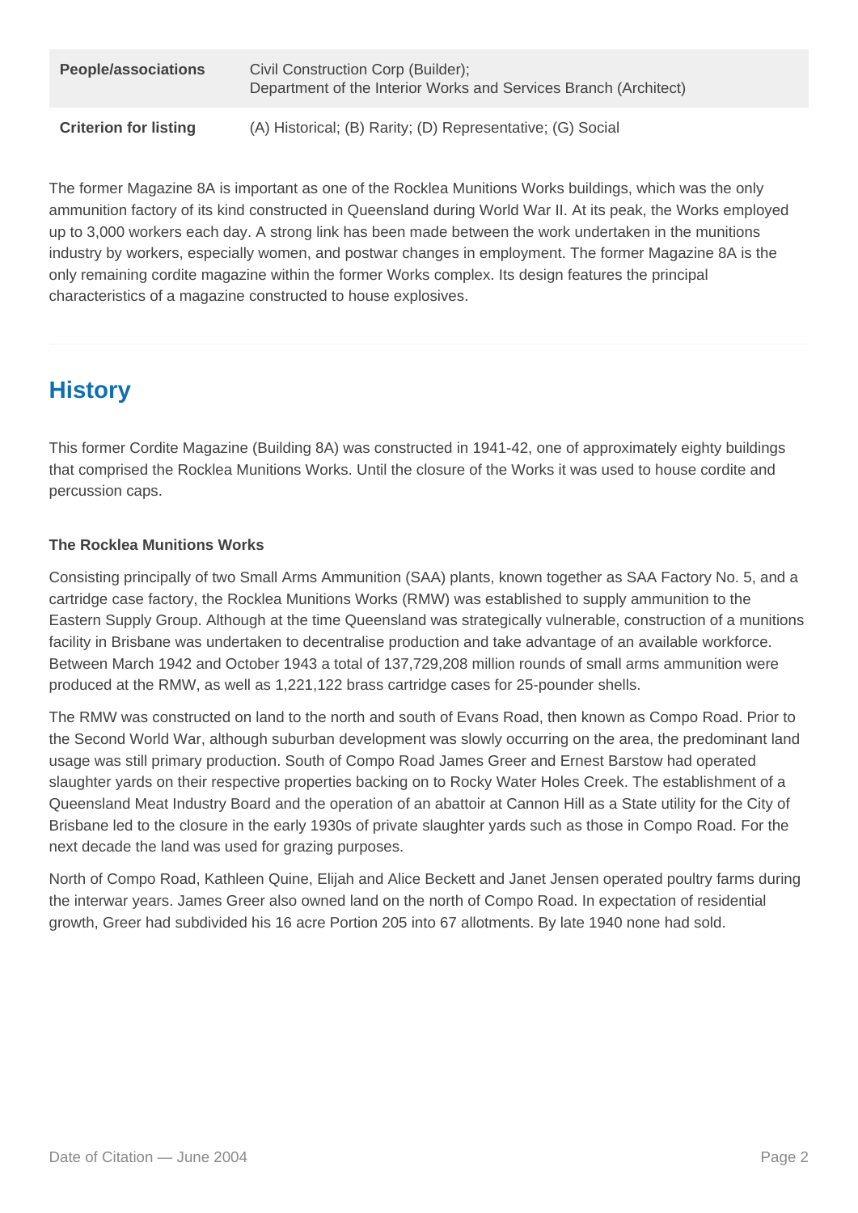| People/associations | Civil Construction Corp (Builder);<br>Department of the Interior Works and Services Branch (Architect) |
| --- | --- |
| Criterion for listing | (A) Historical; (B) Rarity; (D) Representative; (G) Social |

The former Magazine 8A is important as one of the Rocklea Munitions Works buildings, which was the only ammunition factory of its kind constructed in Queensland during World War II. At its peak, the Works employed up to 3,000 workers each day. A strong link has been made between the work undertaken in the munitions industry by workers, especially women, and postwar changes in employment. The former Magazine 8A is the only remaining cordite magazine within the former Works complex. Its design features the principal characteristics of a magazine constructed to house explosives.

## History

This former Cordite Magazine (Building 8A) was constructed in 1941-42, one of approximately eighty buildings that comprised the Rocklea Munitions Works. Until the closure of the Works it was used to house cordite and percussion caps.

**The Rocklea Munitions Works**

Consisting principally of two Small Arms Ammunition (SAA) plants, known together as SAA Factory No. 5, and a cartridge case factory, the Rocklea Munitions Works (RMW) was established to supply ammunition to the Eastern Supply Group. Although at the time Queensland was strategically vulnerable, construction of a munitions facility in Brisbane was undertaken to decentralise production and take advantage of an available workforce. Between March 1942 and October 1943 a total of 137,729,208 million rounds of small arms ammunition were produced at the RMW, as well as 1,221,122 brass cartridge cases for 25-pounder shells.

The RMW was constructed on land to the north and south of Evans Road, then known as Compo Road. Prior to the Second World War, although suburban development was slowly occurring on the area, the predominant land usage was still primary production. South of Compo Road James Greer and Ernest Barstow had operated slaughter yards on their respective properties backing on to Rocky Water Holes Creek. The establishment of a Queensland Meat Industry Board and the operation of an abattoir at Cannon Hill as a State utility for the City of Brisbane led to the closure in the early 1930s of private slaughter yards such as those in Compo Road. For the next decade the land was used for grazing purposes.

North of Compo Road, Kathleen Quine, Elijah and Alice Beckett and Janet Jensen operated poultry farms during the interwar years. James Greer also owned land on the north of Compo Road. In expectation of residential growth, Greer had subdivided his 16 acre Portion 205 into 67 allotments. By late 1940 none had sold.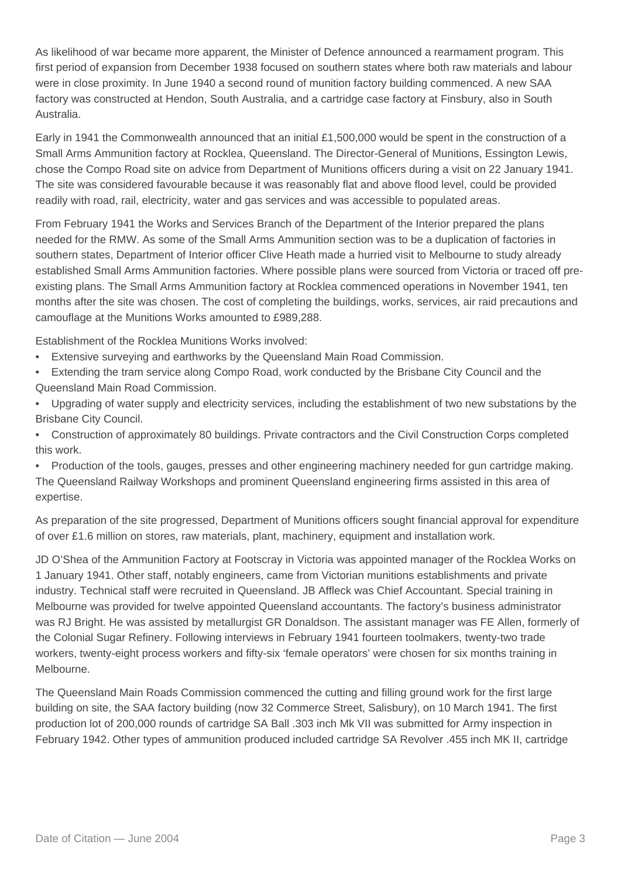As likelihood of war became more apparent, the Minister of Defence announced a rearmament program. This first period of expansion from December 1938 focused on southern states where both raw materials and labour were in close proximity. In June 1940 a second round of munition factory building commenced. A new SAA factory was constructed at Hendon, South Australia, and a cartridge case factory at Finsbury, also in South Australia.

Early in 1941 the Commonwealth announced that an initial £1,500,000 would be spent in the construction of a Small Arms Ammunition factory at Rocklea, Queensland. The Director-General of Munitions, Essington Lewis, chose the Compo Road site on advice from Department of Munitions officers during a visit on 22 January 1941. The site was considered favourable because it was reasonably flat and above flood level, could be provided readily with road, rail, electricity, water and gas services and was accessible to populated areas.

From February 1941 the Works and Services Branch of the Department of the Interior prepared the plans needed for the RMW. As some of the Small Arms Ammunition section was to be a duplication of factories in southern states, Department of Interior officer Clive Heath made a hurried visit to Melbourne to study already established Small Arms Ammunition factories. Where possible plans were sourced from Victoria or traced off pre-existing plans. The Small Arms Ammunition factory at Rocklea commenced operations in November 1941, ten months after the site was chosen. The cost of completing the buildings, works, services, air raid precautions and camouflage at the Munitions Works amounted to £989,288.

Establishment of the Rocklea Munitions Works involved:

- Extensive surveying and earthworks by the Queensland Main Road Commission.
- Extending the tram service along Compo Road, work conducted by the Brisbane City Council and the Queensland Main Road Commission.
- Upgrading of water supply and electricity services, including the establishment of two new substations by the Brisbane City Council.
- Construction of approximately 80 buildings. Private contractors and the Civil Construction Corps completed this work.
- Production of the tools, gauges, presses and other engineering machinery needed for gun cartridge making. The Queensland Railway Workshops and prominent Queensland engineering firms assisted in this area of expertise.

As preparation of the site progressed, Department of Munitions officers sought financial approval for expenditure of over £1.6 million on stores, raw materials, plant, machinery, equipment and installation work.

JD O'Shea of the Ammunition Factory at Footscray in Victoria was appointed manager of the Rocklea Works on 1 January 1941. Other staff, notably engineers, came from Victorian munitions establishments and private industry. Technical staff were recruited in Queensland. JB Affleck was Chief Accountant. Special training in Melbourne was provided for twelve appointed Queensland accountants. The factory's business administrator was RJ Bright. He was assisted by metallurgist GR Donaldson. The assistant manager was FE Allen, formerly of the Colonial Sugar Refinery. Following interviews in February 1941 fourteen toolmakers, twenty-two trade workers, twenty-eight process workers and fifty-six 'female operators' were chosen for six months training in Melbourne.

The Queensland Main Roads Commission commenced the cutting and filling ground work for the first large building on site, the SAA factory building (now 32 Commerce Street, Salisbury), on 10 March 1941. The first production lot of 200,000 rounds of cartridge SA Ball .303 inch Mk VII was submitted for Army inspection in February 1942. Other types of ammunition produced included cartridge SA Revolver .455 inch MK II, cartridge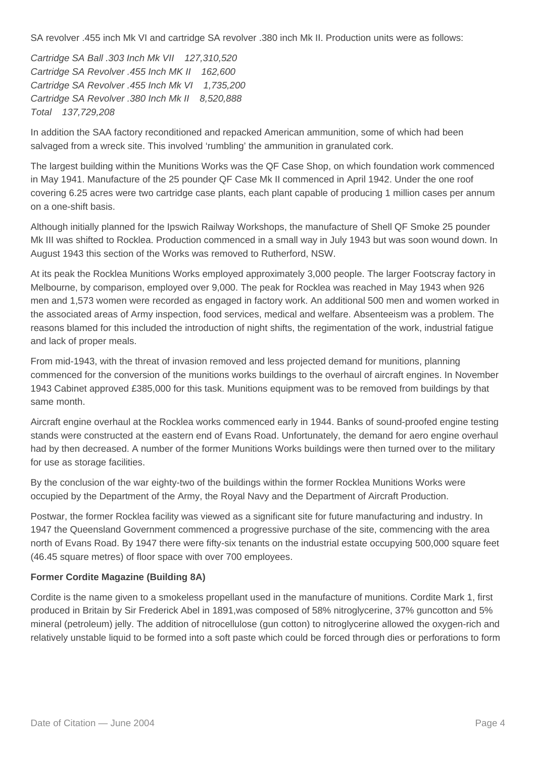SA revolver .455 inch Mk VI and cartridge SA revolver .380 inch Mk II. Production units were as follows:

*Cartridge SA Ball .303 Inch Mk VII    127,310,520*
*Cartridge SA Revolver .455 Inch MK II    162,600*
*Cartridge SA Revolver .455 Inch Mk VI    1,735,200*
*Cartridge SA Revolver .380 Inch Mk II    8,520,888*
*Total    137,729,208*

In addition the SAA factory reconditioned and repacked American ammunition, some of which had been salvaged from a wreck site. This involved 'rumbling' the ammunition in granulated cork.

The largest building within the Munitions Works was the QF Case Shop, on which foundation work commenced in May 1941. Manufacture of the 25 pounder QF Case Mk II commenced in April 1942. Under the one roof covering 6.25 acres were two cartridge case plants, each plant capable of producing 1 million cases per annum on a one-shift basis.

Although initially planned for the Ipswich Railway Workshops, the manufacture of Shell QF Smoke 25 pounder Mk III was shifted to Rocklea. Production commenced in a small way in July 1943 but was soon wound down. In August 1943 this section of the Works was removed to Rutherford, NSW.

At its peak the Rocklea Munitions Works employed approximately 3,000 people. The larger Footscray factory in Melbourne, by comparison, employed over 9,000. The peak for Rocklea was reached in May 1943 when 926 men and 1,573 women were recorded as engaged in factory work. An additional 500 men and women worked in the associated areas of Army inspection, food services, medical and welfare. Absenteeism was a problem. The reasons blamed for this included the introduction of night shifts, the regimentation of the work, industrial fatigue and lack of proper meals.

From mid-1943, with the threat of invasion removed and less projected demand for munitions, planning commenced for the conversion of the munitions works buildings to the overhaul of aircraft engines. In November 1943 Cabinet approved £385,000 for this task. Munitions equipment was to be removed from buildings by that same month.

Aircraft engine overhaul at the Rocklea works commenced early in 1944. Banks of sound-proofed engine testing stands were constructed at the eastern end of Evans Road. Unfortunately, the demand for aero engine overhaul had by then decreased. A number of the former Munitions Works buildings were then turned over to the military for use as storage facilities.

By the conclusion of the war eighty-two of the buildings within the former Rocklea Munitions Works were occupied by the Department of the Army, the Royal Navy and the Department of Aircraft Production.

Postwar, the former Rocklea facility was viewed as a significant site for future manufacturing and industry. In 1947 the Queensland Government commenced a progressive purchase of the site, commencing with the area north of Evans Road. By 1947 there were fifty-six tenants on the industrial estate occupying 500,000 square feet (46.45 square metres) of floor space with over 700 employees.

**Former Cordite Magazine (Building 8A)**

Cordite is the name given to a smokeless propellant used in the manufacture of munitions. Cordite Mark 1, first produced in Britain by Sir Frederick Abel in 1891,was composed of 58% nitroglycerine, 37% guncotton and 5% mineral (petroleum) jelly. The addition of nitrocellulose (gun cotton) to nitroglycerine allowed the oxygen-rich and relatively unstable liquid to be formed into a soft paste which could be forced through dies or perforations to form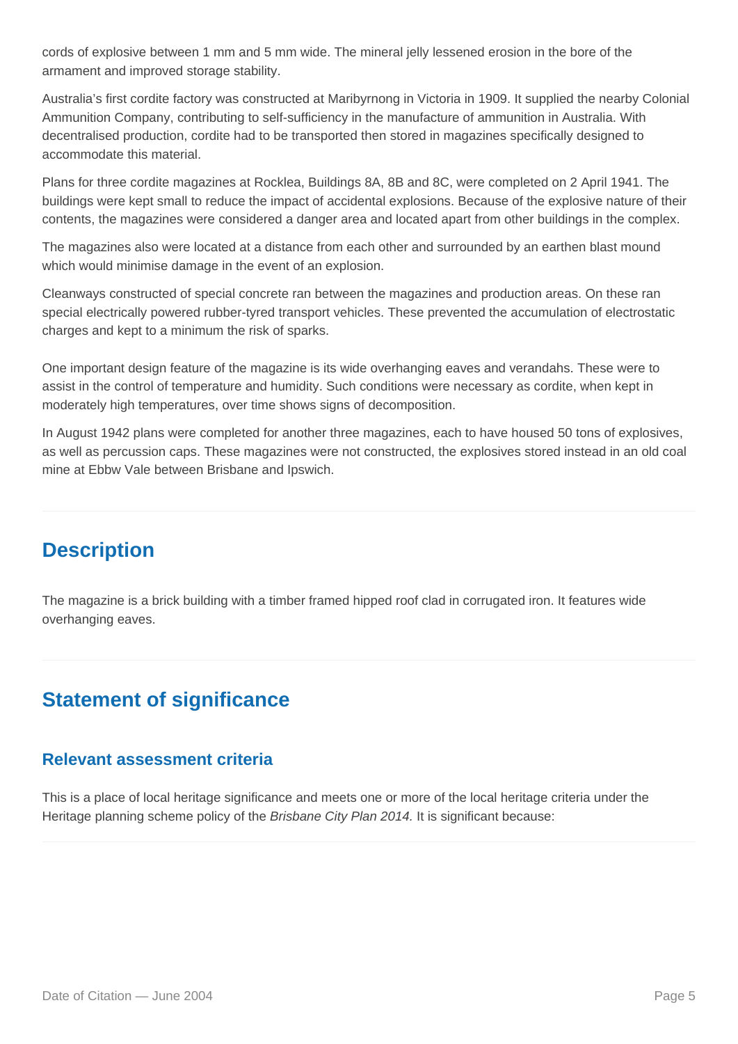cords of explosive between 1 mm and 5 mm wide. The mineral jelly lessened erosion in the bore of the armament and improved storage stability.

Australia's first cordite factory was constructed at Maribyrnong in Victoria in 1909. It supplied the nearby Colonial Ammunition Company, contributing to self-sufficiency in the manufacture of ammunition in Australia. With decentralised production, cordite had to be transported then stored in magazines specifically designed to accommodate this material.

Plans for three cordite magazines at Rocklea, Buildings 8A, 8B and 8C, were completed on 2 April 1941. The buildings were kept small to reduce the impact of accidental explosions. Because of the explosive nature of their contents, the magazines were considered a danger area and located apart from other buildings in the complex.

The magazines also were located at a distance from each other and surrounded by an earthen blast mound which would minimise damage in the event of an explosion.

Cleanways constructed of special concrete ran between the magazines and production areas. On these ran special electrically powered rubber-tyred transport vehicles. These prevented the accumulation of electrostatic charges and kept to a minimum the risk of sparks.

One important design feature of the magazine is its wide overhanging eaves and verandahs. These were to assist in the control of temperature and humidity. Such conditions were necessary as cordite, when kept in moderately high temperatures, over time shows signs of decomposition.

In August 1942 plans were completed for another three magazines, each to have housed 50 tons of explosives, as well as percussion caps. These magazines were not constructed, the explosives stored instead in an old coal mine at Ebbw Vale between Brisbane and Ipswich.

## Description

The magazine is a brick building with a timber framed hipped roof clad in corrugated iron. It features wide overhanging eaves.

## Statement of significance

### Relevant assessment criteria

This is a place of local heritage significance and meets one or more of the local heritage criteria under the Heritage planning scheme policy of the *Brisbane City Plan 2014.* It is significant because: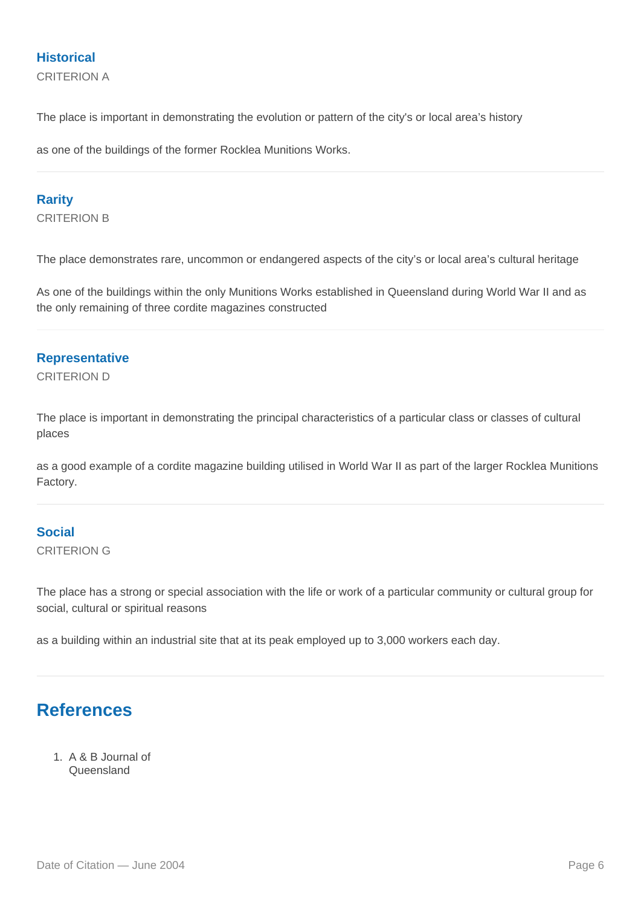### Historical

CRITERION A

The place is important in demonstrating the evolution or pattern of the city's or local area's history

as one of the buildings of the former Rocklea Munitions Works.

### Rarity

CRITERION B

The place demonstrates rare, uncommon or endangered aspects of the city's or local area's cultural heritage

As one of the buildings within the only Munitions Works established in Queensland during World War II and as the only remaining of three cordite magazines constructed

### Representative

CRITERION D

The place is important in demonstrating the principal characteristics of a particular class or classes of cultural places

as a good example of a cordite magazine building utilised in World War II as part of the larger Rocklea Munitions Factory.

### Social

CRITERION G

The place has a strong or special association with the life or work of a particular community or cultural group for social, cultural or spiritual reasons

as a building within an industrial site that at its peak employed up to 3,000 workers each day.

## References

1. A & B Journal of Queensland

Date of Citation — June 2004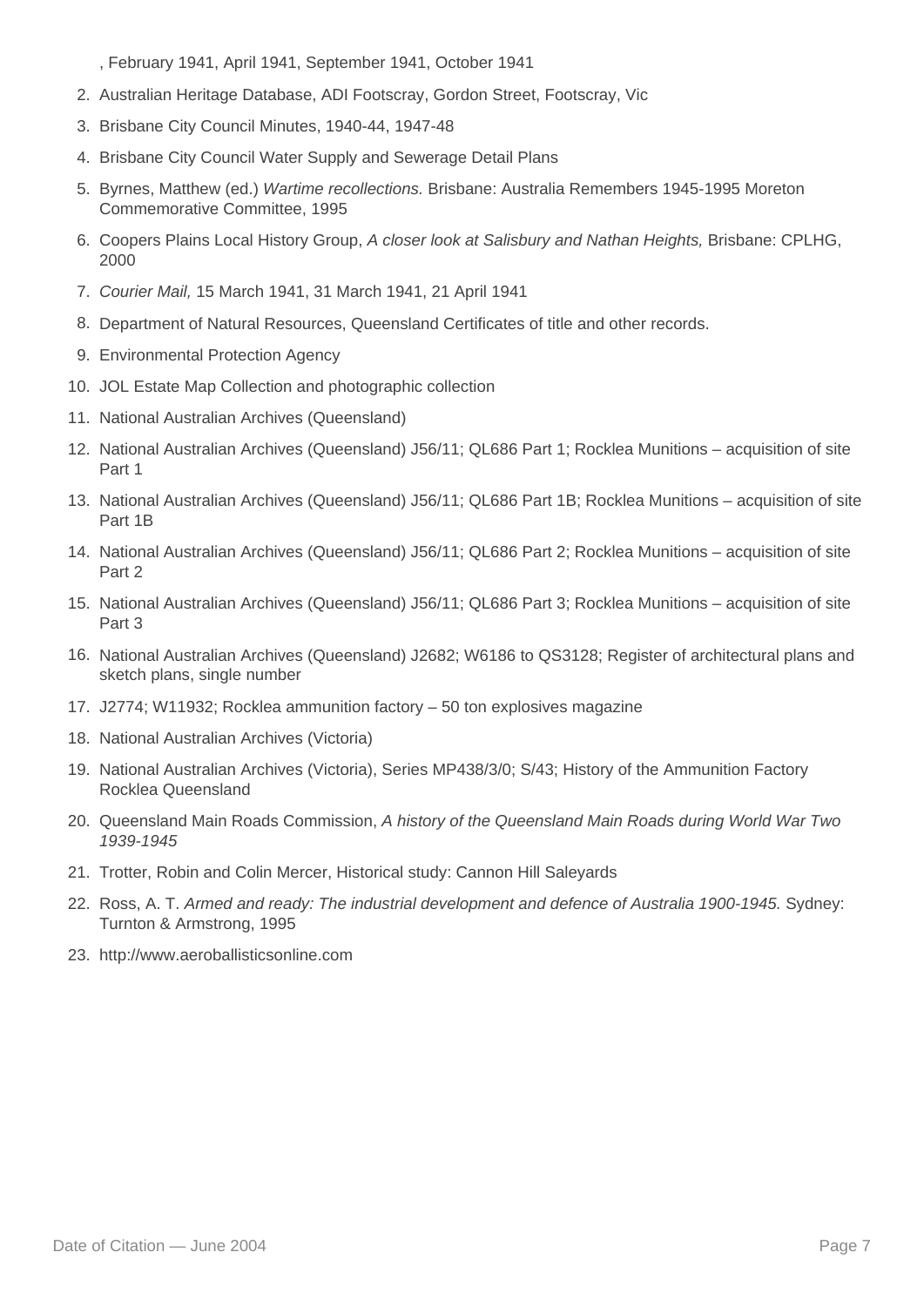, February 1941, April 1941, September 1941, October 1941

2. Australian Heritage Database, ADI Footscray, Gordon Street, Footscray, Vic
3. Brisbane City Council Minutes, 1940-44, 1947-48
4. Brisbane City Council Water Supply and Sewerage Detail Plans
5. Byrnes, Matthew (ed.) *Wartime recollections.* Brisbane: Australia Remembers 1945-1995 Moreton Commemorative Committee, 1995
6. Coopers Plains Local History Group, *A closer look at Salisbury and Nathan Heights,* Brisbane: CPLHG, 2000
7. *Courier Mail,* 15 March 1941, 31 March 1941, 21 April 1941
8. Department of Natural Resources, Queensland Certificates of title and other records.
9. Environmental Protection Agency
10. JOL Estate Map Collection and photographic collection
11. National Australian Archives (Queensland)
12. National Australian Archives (Queensland) J56/11; QL686 Part 1; Rocklea Munitions – acquisition of site Part 1
13. National Australian Archives (Queensland) J56/11; QL686 Part 1B; Rocklea Munitions – acquisition of site Part 1B
14. National Australian Archives (Queensland) J56/11; QL686 Part 2; Rocklea Munitions – acquisition of site Part 2
15. National Australian Archives (Queensland) J56/11; QL686 Part 3; Rocklea Munitions – acquisition of site Part 3
16. National Australian Archives (Queensland) J2682; W6186 to QS3128; Register of architectural plans and sketch plans, single number
17. J2774; W11932; Rocklea ammunition factory – 50 ton explosives magazine
18. National Australian Archives (Victoria)
19. National Australian Archives (Victoria), Series MP438/3/0; S/43; History of the Ammunition Factory Rocklea Queensland
20. Queensland Main Roads Commission, *A history of the Queensland Main Roads during World War Two 1939-1945*
21. Trotter, Robin and Colin Mercer, Historical study: Cannon Hill Saleyards
22. Ross, A. T. *Armed and ready: The industrial development and defence of Australia 1900-1945.* Sydney: Turnton & Armstrong, 1995
23. http://www.aeroballisticsonline.com

Date of Citation — June 2004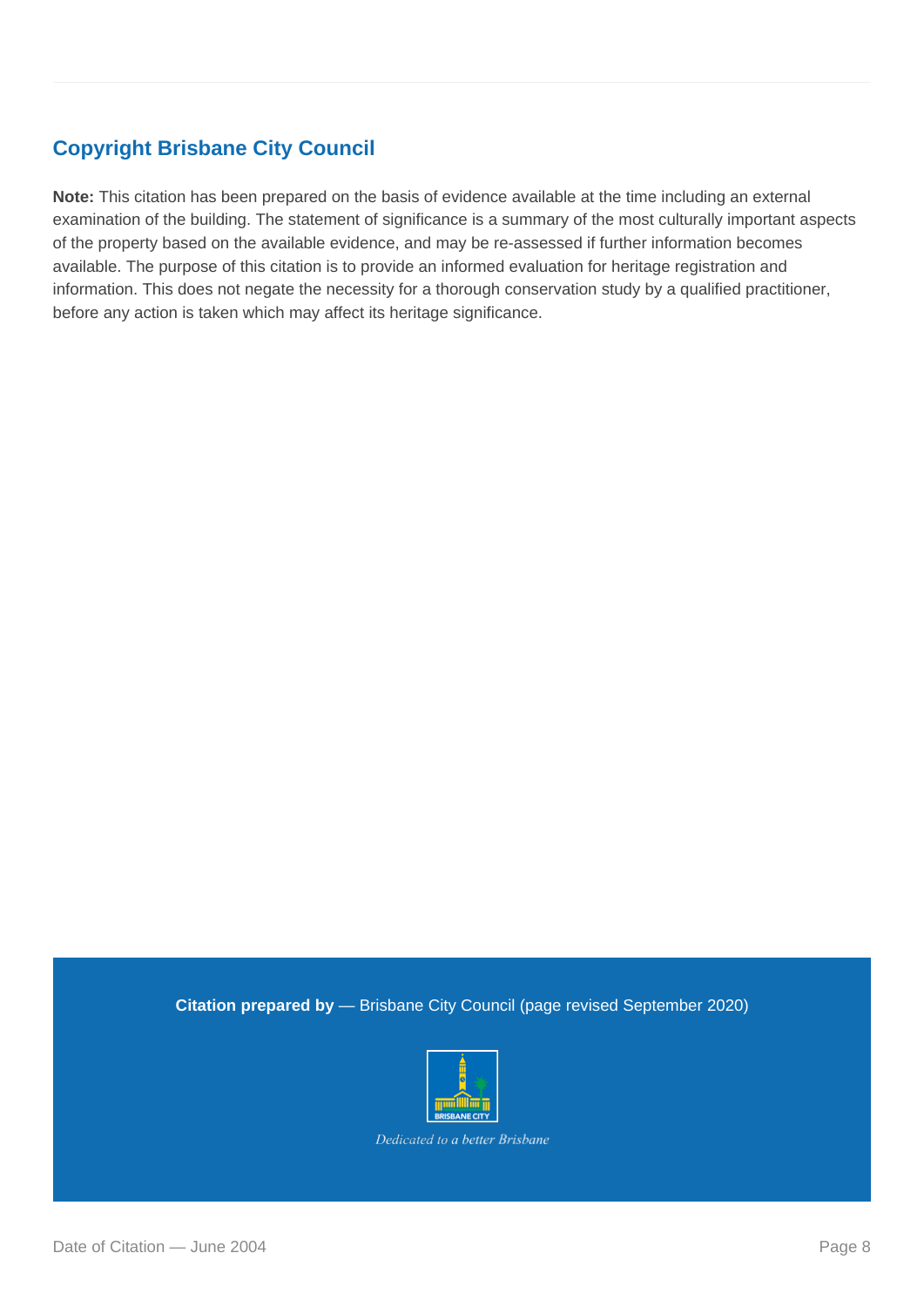## Copyright Brisbane City Council

**Note:** This citation has been prepared on the basis of evidence available at the time including an external examination of the building. The statement of significance is a summary of the most culturally important aspects of the property based on the available evidence, and may be re-assessed if further information becomes available. The purpose of this citation is to provide an informed evaluation for heritage registration and information. This does not negate the necessity for a thorough conservation study by a qualified practitioner, before any action is taken which may affect its heritage significance.

**Citation prepared by** — Brisbane City Council (page revised September 2020)

BRISBANE CITY

*Dedicated to a better Brisbane*

Date of Citation — June 2004